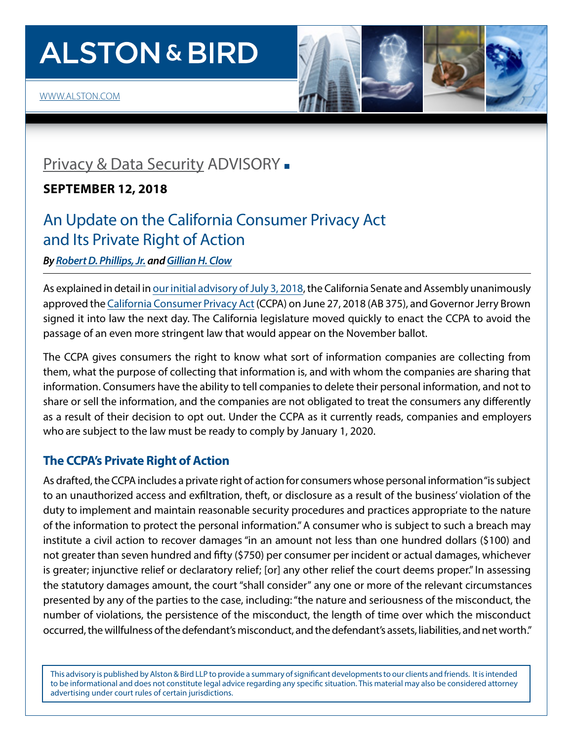# ALSTON & BIRD

WWW.ALSTON.COM

## Privacy & Data Security ADVISORY

**SEPTEMBER 12, 2018**

# An Update on the California Consumer Privacy Act and Its Private Right of Action

***By Robert D. Phillips, Jr. and Gillian H. Clow***

As explained in detail in our initial advisory of July 3, 2018, the California Senate and Assembly unanimously approved the California Consumer Privacy Act (CCPA) on June 27, 2018 (AB 375), and Governor Jerry Brown signed it into law the next day. The California legislature moved quickly to enact the CCPA to avoid the passage of an even more stringent law that would appear on the November ballot.

The CCPA gives consumers the right to know what sort of information companies are collecting from them, what the purpose of collecting that information is, and with whom the companies are sharing that information. Consumers have the ability to tell companies to delete their personal information, and not to share or sell the information, and the companies are not obligated to treat the consumers any differently as a result of their decision to opt out. Under the CCPA as it currently reads, companies and employers who are subject to the law must be ready to comply by January 1, 2020.

### The CCPA's Private Right of Action

As drafted, the CCPA includes a private right of action for consumers whose personal information "is subject to an unauthorized access and exfiltration, theft, or disclosure as a result of the business' violation of the duty to implement and maintain reasonable security procedures and practices appropriate to the nature of the information to protect the personal information." A consumer who is subject to such a breach may institute a civil action to recover damages "in an amount not less than one hundred dollars ($100) and not greater than seven hundred and fifty ($750) per consumer per incident or actual damages, whichever is greater; injunctive relief or declaratory relief; [or] any other relief the court deems proper." In assessing the statutory damages amount, the court "shall consider" any one or more of the relevant circumstances presented by any of the parties to the case, including: "the nature and seriousness of the misconduct, the number of violations, the persistence of the misconduct, the length of time over which the misconduct occurred, the willfulness of the defendant's misconduct, and the defendant's assets, liabilities, and net worth."

This advisory is published by Alston & Bird LLP to provide a summary of significant developments to our clients and friends. It is intended to be informational and does not constitute legal advice regarding any specific situation. This material may also be considered attorney advertising under court rules of certain jurisdictions.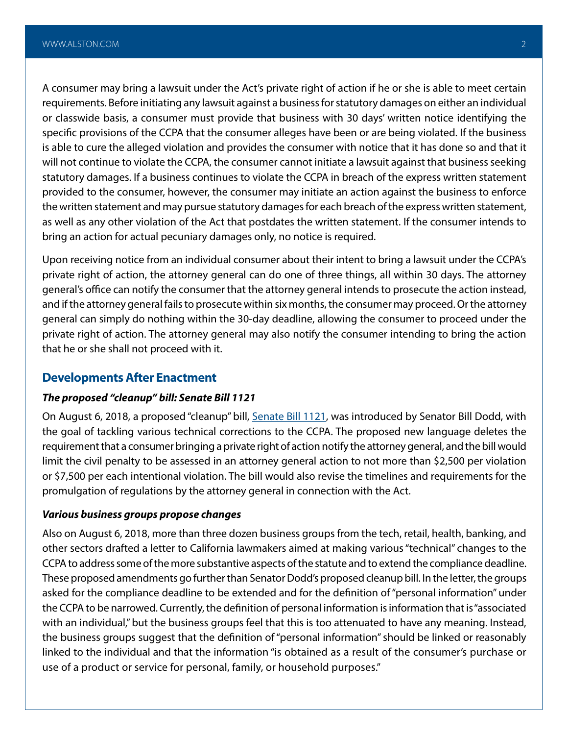A consumer may bring a lawsuit under the Act's private right of action if he or she is able to meet certain requirements. Before initiating any lawsuit against a business for statutory damages on either an individual or classwide basis, a consumer must provide that business with 30 days' written notice identifying the specific provisions of the CCPA that the consumer alleges have been or are being violated. If the business is able to cure the alleged violation and provides the consumer with notice that it has done so and that it will not continue to violate the CCPA, the consumer cannot initiate a lawsuit against that business seeking statutory damages. If a business continues to violate the CCPA in breach of the express written statement provided to the consumer, however, the consumer may initiate an action against the business to enforce the written statement and may pursue statutory damages for each breach of the express written statement, as well as any other violation of the Act that postdates the written statement. If the consumer intends to bring an action for actual pecuniary damages only, no notice is required.

Upon receiving notice from an individual consumer about their intent to bring a lawsuit under the CCPA's private right of action, the attorney general can do one of three things, all within 30 days. The attorney general's office can notify the consumer that the attorney general intends to prosecute the action instead, and if the attorney general fails to prosecute within six months, the consumer may proceed. Or the attorney general can simply do nothing within the 30-day deadline, allowing the consumer to proceed under the private right of action. The attorney general may also notify the consumer intending to bring the action that he or she shall not proceed with it.

## Developments After Enactment

### *The proposed "cleanup" bill: Senate Bill 1121*

On August 6, 2018, a proposed "cleanup" bill, Senate Bill 1121, was introduced by Senator Bill Dodd, with the goal of tackling various technical corrections to the CCPA. The proposed new language deletes the requirement that a consumer bringing a private right of action notify the attorney general, and the bill would limit the civil penalty to be assessed in an attorney general action to not more than $2,500 per violation or $7,500 per each intentional violation. The bill would also revise the timelines and requirements for the promulgation of regulations by the attorney general in connection with the Act.

### *Various business groups propose changes*

Also on August 6, 2018, more than three dozen business groups from the tech, retail, health, banking, and other sectors drafted a letter to California lawmakers aimed at making various "technical" changes to the CCPA to address some of the more substantive aspects of the statute and to extend the compliance deadline. These proposed amendments go further than Senator Dodd's proposed cleanup bill. In the letter, the groups asked for the compliance deadline to be extended and for the definition of "personal information" under the CCPA to be narrowed. Currently, the definition of personal information is information that is "associated with an individual," but the business groups feel that this is too attenuated to have any meaning. Instead, the business groups suggest that the definition of "personal information" should be linked or reasonably linked to the individual and that the information "is obtained as a result of the consumer's purchase or use of a product or service for personal, family, or household purposes."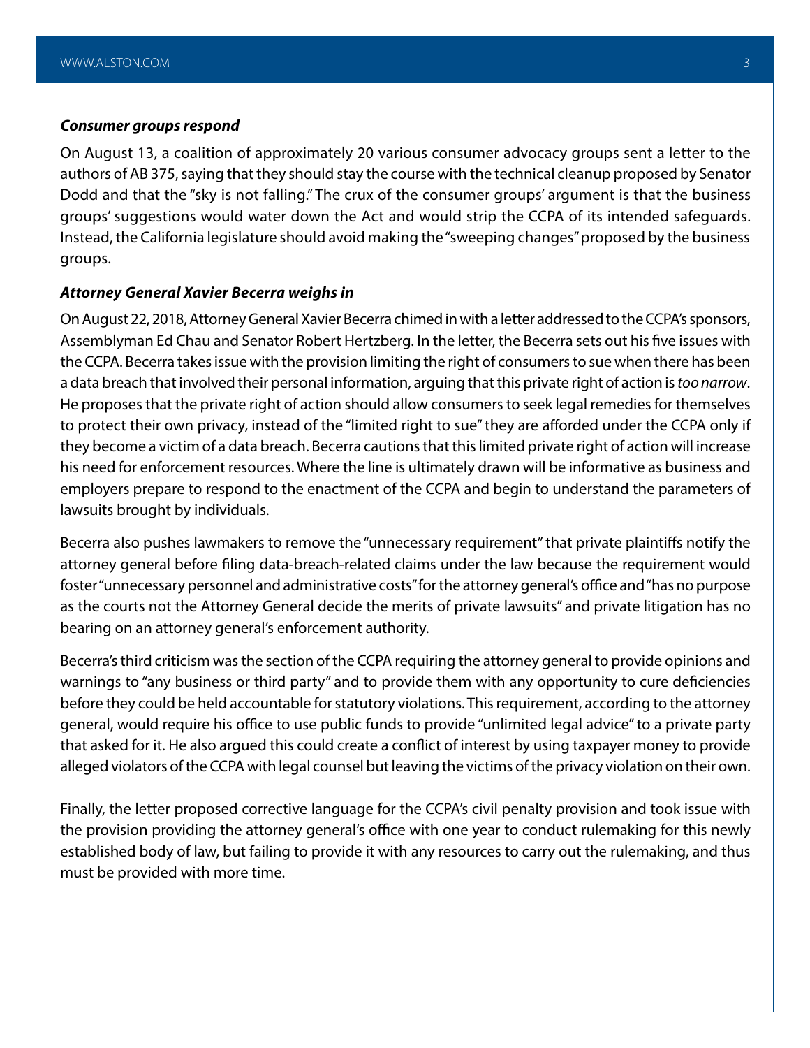***Consumer groups respond***

On August 13, a coalition of approximately 20 various consumer advocacy groups sent a letter to the authors of AB 375, saying that they should stay the course with the technical cleanup proposed by Senator Dodd and that the "sky is not falling." The crux of the consumer groups' argument is that the business groups' suggestions would water down the Act and would strip the CCPA of its intended safeguards. Instead, the California legislature should avoid making the "sweeping changes" proposed by the business groups.

***Attorney General Xavier Becerra weighs in***

On August 22, 2018, Attorney General Xavier Becerra chimed in with a letter addressed to the CCPA's sponsors, Assemblyman Ed Chau and Senator Robert Hertzberg. In the letter, the Becerra sets out his five issues with the CCPA. Becerra takes issue with the provision limiting the right of consumers to sue when there has been a data breach that involved their personal information, arguing that this private right of action is *too narrow*. He proposes that the private right of action should allow consumers to seek legal remedies for themselves to protect their own privacy, instead of the "limited right to sue" they are afforded under the CCPA only if they become a victim of a data breach. Becerra cautions that this limited private right of action will increase his need for enforcement resources. Where the line is ultimately drawn will be informative as business and employers prepare to respond to the enactment of the CCPA and begin to understand the parameters of lawsuits brought by individuals.

Becerra also pushes lawmakers to remove the "unnecessary requirement" that private plaintiffs notify the attorney general before filing data-breach-related claims under the law because the requirement would foster "unnecessary personnel and administrative costs" for the attorney general's office and "has no purpose as the courts not the Attorney General decide the merits of private lawsuits" and private litigation has no bearing on an attorney general's enforcement authority.

Becerra's third criticism was the section of the CCPA requiring the attorney general to provide opinions and warnings to "any business or third party" and to provide them with any opportunity to cure deficiencies before they could be held accountable for statutory violations. This requirement, according to the attorney general, would require his office to use public funds to provide "unlimited legal advice" to a private party that asked for it. He also argued this could create a conflict of interest by using taxpayer money to provide alleged violators of the CCPA with legal counsel but leaving the victims of the privacy violation on their own.

Finally, the letter proposed corrective language for the CCPA's civil penalty provision and took issue with the provision providing the attorney general's office with one year to conduct rulemaking for this newly established body of law, but failing to provide it with any resources to carry out the rulemaking, and thus must be provided with more time.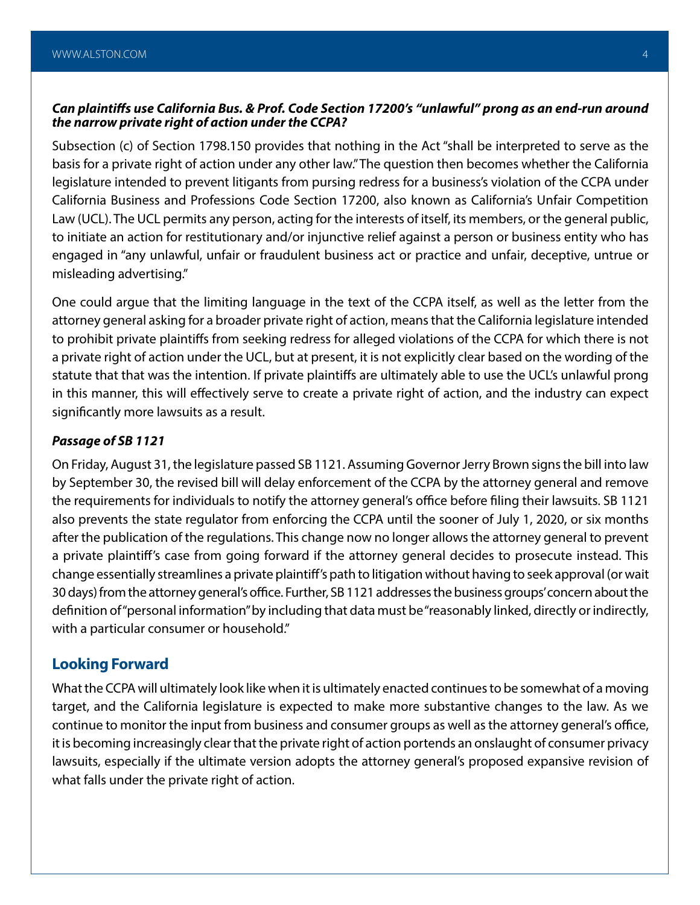***Can plaintiffs use California Bus. & Prof. Code Section 17200's "unlawful" prong as an end-run around the narrow private right of action under the CCPA?***

Subsection (c) of Section 1798.150 provides that nothing in the Act "shall be interpreted to serve as the basis for a private right of action under any other law." The question then becomes whether the California legislature intended to prevent litigants from pursing redress for a business's violation of the CCPA under California Business and Professions Code Section 17200, also known as California's Unfair Competition Law (UCL). The UCL permits any person, acting for the interests of itself, its members, or the general public, to initiate an action for restitutionary and/or injunctive relief against a person or business entity who has engaged in "any unlawful, unfair or fraudulent business act or practice and unfair, deceptive, untrue or misleading advertising."

One could argue that the limiting language in the text of the CCPA itself, as well as the letter from the attorney general asking for a broader private right of action, means that the California legislature intended to prohibit private plaintiffs from seeking redress for alleged violations of the CCPA for which there is not a private right of action under the UCL, but at present, it is not explicitly clear based on the wording of the statute that that was the intention. If private plaintiffs are ultimately able to use the UCL's unlawful prong in this manner, this will effectively serve to create a private right of action, and the industry can expect significantly more lawsuits as a result.

***Passage of SB 1121***

On Friday, August 31, the legislature passed SB 1121. Assuming Governor Jerry Brown signs the bill into law by September 30, the revised bill will delay enforcement of the CCPA by the attorney general and remove the requirements for individuals to notify the attorney general's office before filing their lawsuits. SB 1121 also prevents the state regulator from enforcing the CCPA until the sooner of July 1, 2020, or six months after the publication of the regulations. This change now no longer allows the attorney general to prevent a private plaintiff's case from going forward if the attorney general decides to prosecute instead. This change essentially streamlines a private plaintiff's path to litigation without having to seek approval (or wait 30 days) from the attorney general's office. Further, SB 1121 addresses the business groups' concern about the definition of "personal information" by including that data must be "reasonably linked, directly or indirectly, with a particular consumer or household."

## Looking Forward

What the CCPA will ultimately look like when it is ultimately enacted continues to be somewhat of a moving target, and the California legislature is expected to make more substantive changes to the law. As we continue to monitor the input from business and consumer groups as well as the attorney general's office, it is becoming increasingly clear that the private right of action portends an onslaught of consumer privacy lawsuits, especially if the ultimate version adopts the attorney general's proposed expansive revision of what falls under the private right of action.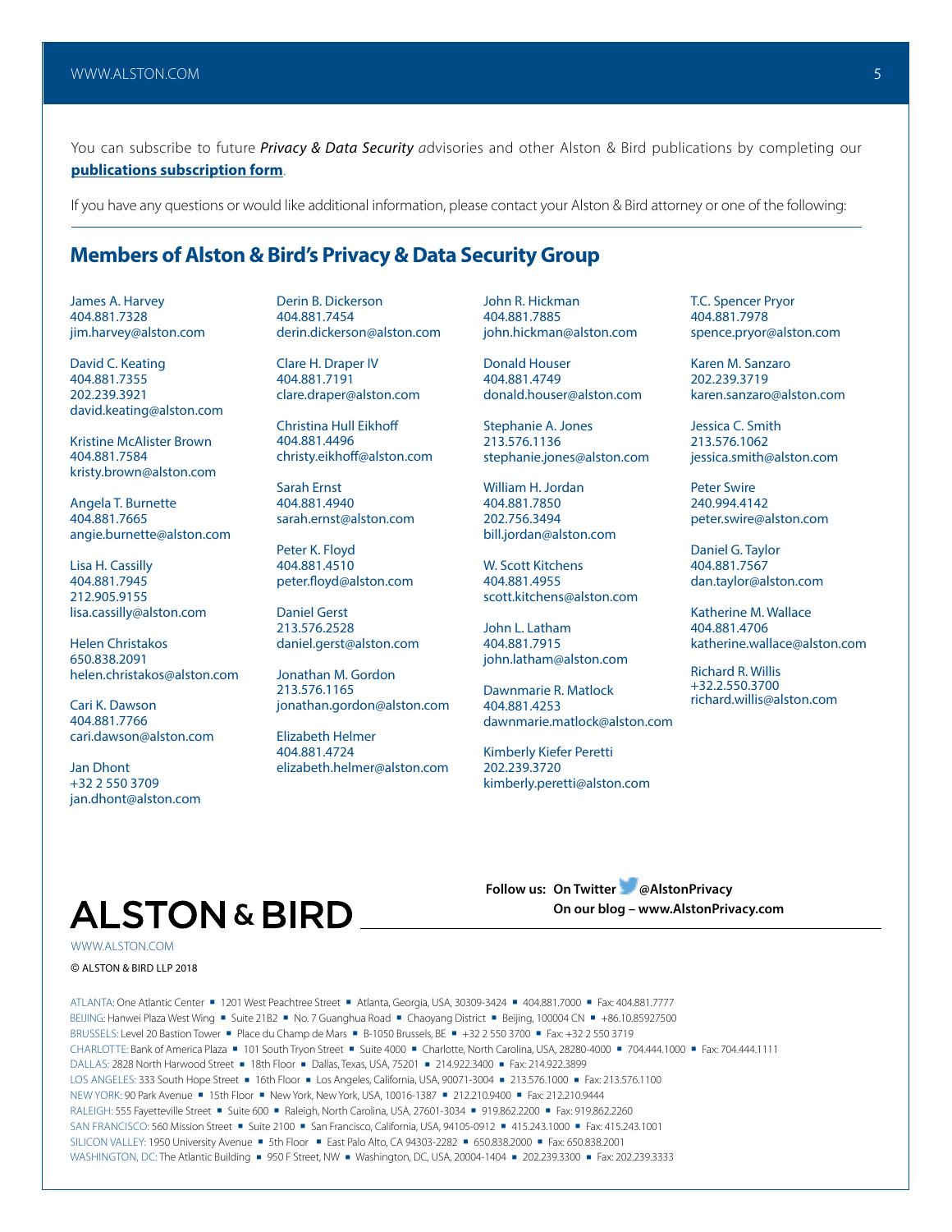You can subscribe to future *Privacy & Data Security* advisories and other Alston & Bird publications by completing our **publications subscription form**.

If you have any questions or would like additional information, please contact your Alston & Bird attorney or one of the following:

## Members of Alston & Bird's Privacy & Data Security Group

James A. Harvey
404.881.7328
jim.harvey@alston.com

David C. Keating
404.881.7355
202.239.3921
david.keating@alston.com

Kristine McAlister Brown
404.881.7584
kristy.brown@alston.com

Angela T. Burnette
404.881.7665
angie.burnette@alston.com

Lisa H. Cassilly
404.881.7945
212.905.9155
lisa.cassilly@alston.com

Helen Christakos
650.838.2091
helen.christakos@alston.com

Cari K. Dawson
404.881.7766
cari.dawson@alston.com

Jan Dhont
+32 2 550 3709
jan.dhont@alston.com

Derin B. Dickerson
404.881.7454
derin.dickerson@alston.com

Clare H. Draper IV
404.881.7191
clare.draper@alston.com

Christina Hull Eikhoff
404.881.4496
christy.eikhoff@alston.com

Sarah Ernst
404.881.4940
sarah.ernst@alston.com

Peter K. Floyd
404.881.4510
peter.floyd@alston.com

Daniel Gerst
213.576.2528
daniel.gerst@alston.com

Jonathan M. Gordon
213.576.1165
jonathan.gordon@alston.com

Elizabeth Helmer
404.881.4724
elizabeth.helmer@alston.com

John R. Hickman
404.881.7885
john.hickman@alston.com

Donald Houser
404.881.4749
donald.houser@alston.com

Stephanie A. Jones
213.576.1136
stephanie.jones@alston.com

William H. Jordan
404.881.7850
202.756.3494
bill.jordan@alston.com

W. Scott Kitchens
404.881.4955
scott.kitchens@alston.com

John L. Latham
404.881.7915
john.latham@alston.com

Dawnmarie R. Matlock
404.881.4253
dawnmarie.matlock@alston.com

Kimberly Kiefer Peretti
202.239.3720
kimberly.peretti@alston.com

T.C. Spencer Pryor
404.881.7978
spence.pryor@alston.com

Karen M. Sanzaro
202.239.3719
karen.sanzaro@alston.com

Jessica C. Smith
213.576.1062
jessica.smith@alston.com

Peter Swire
240.994.4142
peter.swire@alston.com

Daniel G. Taylor
404.881.7567
dan.taylor@alston.com

Katherine M. Wallace
404.881.4706
katherine.wallace@alston.com

Richard R. Willis
+32.2.550.3700
richard.willis@alston.com

**Follow us: On Twitter @AlstonPrivacy**
**On our blog – www.AlstonPrivacy.com**

ALSTON & BIRD

WWW.ALSTON.COM

© ALSTON & BIRD LLP 2018

ATLANTA: One Atlantic Center ▪ 1201 West Peachtree Street ▪ Atlanta, Georgia, USA, 30309-3424 ▪ 404.881.7000 ▪ Fax: 404.881.7777
BEIJING: Hanwei Plaza West Wing ▪ Suite 21B2 ▪ No. 7 Guanghua Road ▪ Chaoyang District ▪ Beijing, 100004 CN ▪ +86.10.85927500
BRUSSELS: Level 20 Bastion Tower ▪ Place du Champ de Mars ▪ B-1050 Brussels, BE ▪ +32 2 550 3700 ▪ Fax: +32 2 550 3719
CHARLOTTE: Bank of America Plaza ▪ 101 South Tryon Street ▪ Suite 4000 ▪ Charlotte, North Carolina, USA, 28280-4000 ▪ 704.444.1000 ▪ Fax: 704.444.1111
DALLAS: 2828 North Harwood Street ▪ 18th Floor ▪ Dallas, Texas, USA, 75201 ▪ 214.922.3400 ▪ Fax: 214.922.3899
LOS ANGELES: 333 South Hope Street ▪ 16th Floor ▪ Los Angeles, California, USA, 90071-3004 ▪ 213.576.1000 ▪ Fax: 213.576.1100
NEW YORK: 90 Park Avenue ▪ 15th Floor ▪ New York, New York, USA, 10016-1387 ▪ 212.210.9400 ▪ Fax: 212.210.9444
RALEIGH: 555 Fayetteville Street ▪ Suite 600 ▪ Raleigh, North Carolina, USA, 27601-3034 ▪ 919.862.2200 ▪ Fax: 919.862.2260
SAN FRANCISCO: 560 Mission Street ▪ Suite 2100 ▪ San Francisco, California, USA, 94105-0912 ▪ 415.243.1000 ▪ Fax: 415.243.1001
SILICON VALLEY: 1950 University Avenue ▪ 5th Floor ▪ East Palo Alto, CA 94303-2282 ▪ 650.838.2000 ▪ Fax: 650.838.2001
WASHINGTON, DC: The Atlantic Building ▪ 950 F Street, NW ▪ Washington, DC, USA, 20004-1404 ▪ 202.239.3300 ▪ Fax: 202.239.3333